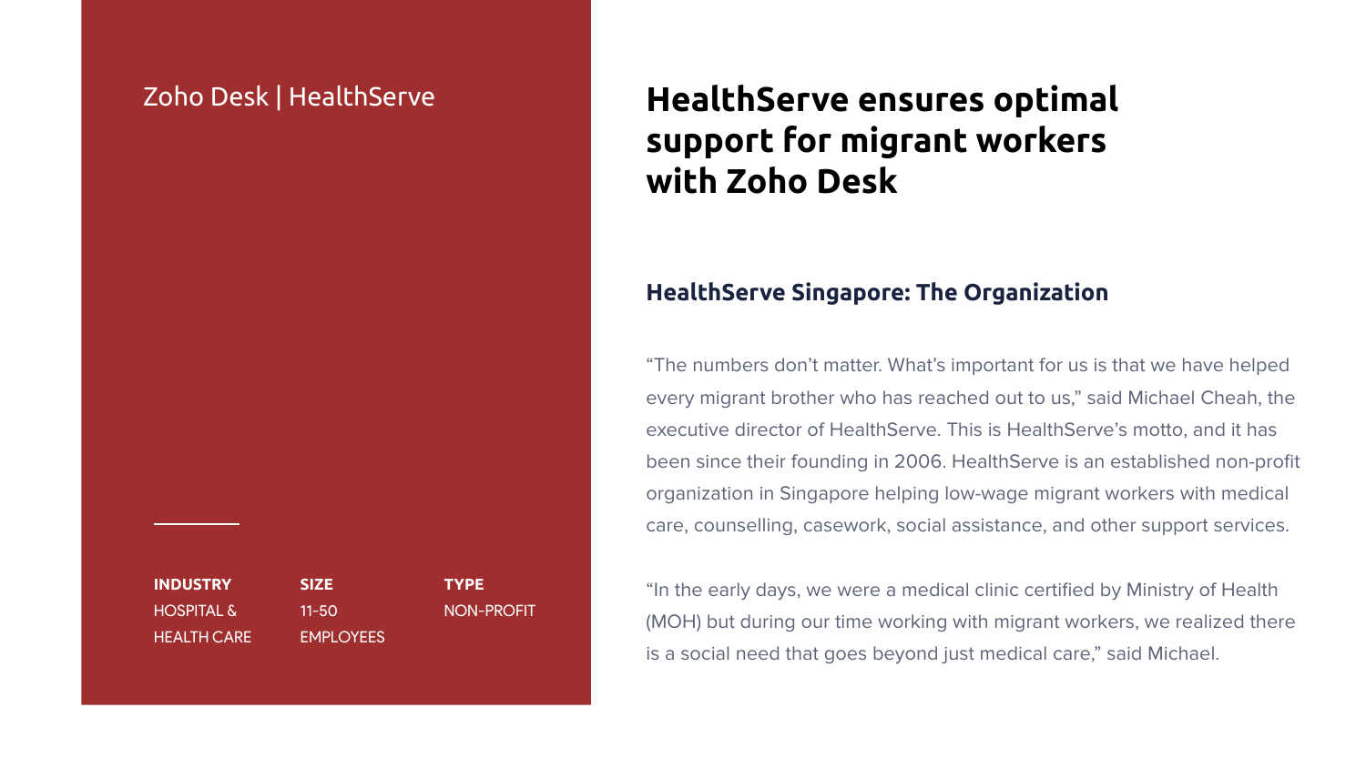Zoho Desk | HealthServe

| INDUSTRY | SIZE | TYPE |
| --- | --- | --- |
| HOSPITAL & HEALTH CARE | 11-50 EMPLOYEES | NON-PROFIT |

# HealthServe ensures optimal support for migrant workers with Zoho Desk

## HealthServe Singapore: The Organization

“The numbers don’t matter. What’s important for us is that we have helped every migrant brother who has reached out to us,” said Michael Cheah, the executive director of HealthServe. This is HealthServe’s motto, and it has been since their founding in 2006. HealthServe is an established non-profit organization in Singapore helping low-wage migrant workers with medical care, counselling, casework, social assistance, and other support services.

“In the early days, we were a medical clinic certified by Ministry of Health (MOH) but during our time working with migrant workers, we realized there is a social need that goes beyond just medical care,” said Michael.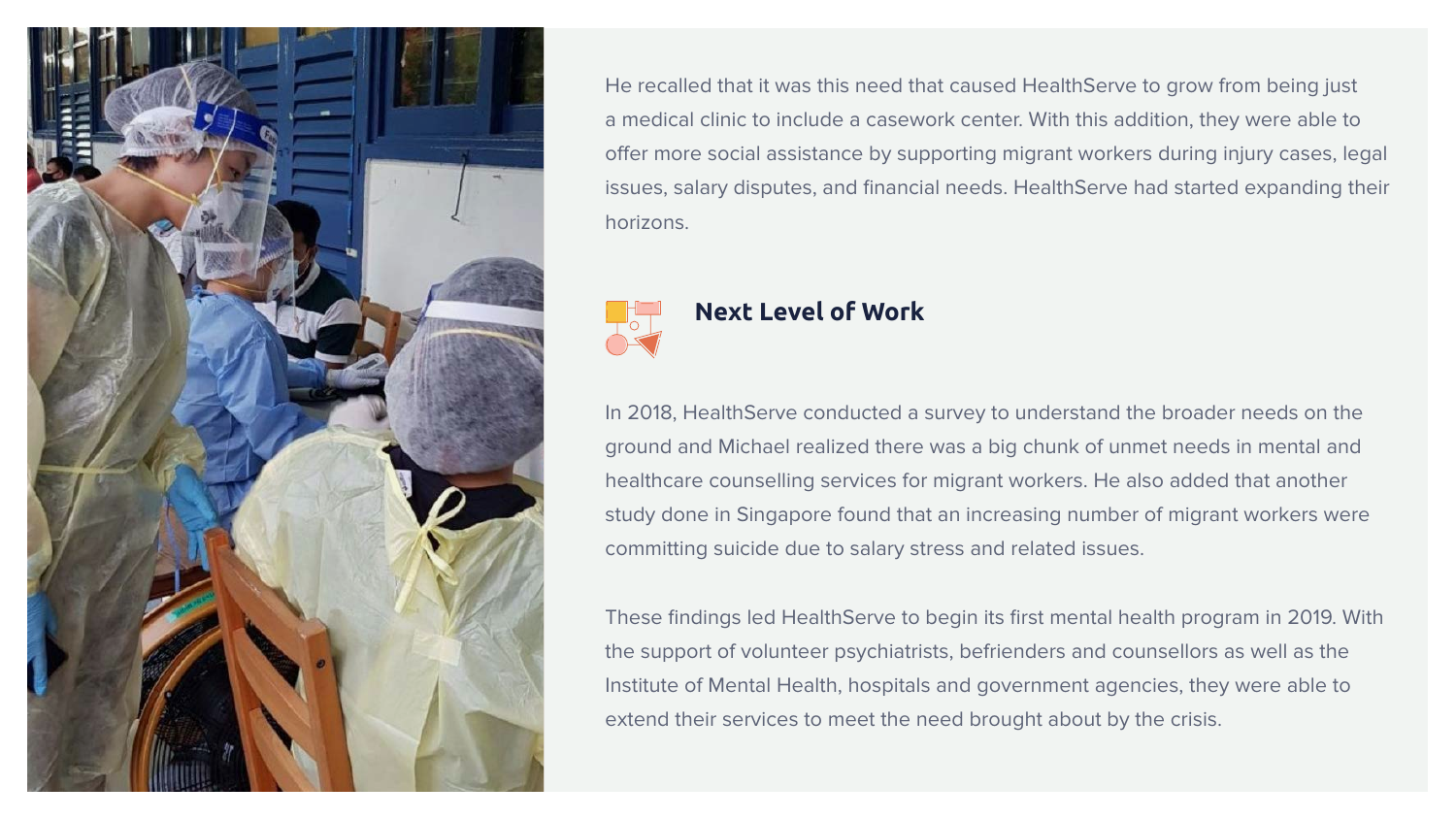He recalled that it was this need that caused HealthServe to grow from being just a medical clinic to include a casework center. With this addition, they were able to offer more social assistance by supporting migrant workers during injury cases, legal issues, salary disputes, and financial needs. HealthServe had started expanding their horizons.

## Next Level of Work

In 2018, HealthServe conducted a survey to understand the broader needs on the ground and Michael realized there was a big chunk of unmet needs in mental and healthcare counselling services for migrant workers. He also added that another study done in Singapore found that an increasing number of migrant workers were committing suicide due to salary stress and related issues.

These findings led HealthServe to begin its first mental health program in 2019. With the support of volunteer psychiatrists, befrienders and counsellors as well as the Institute of Mental Health, hospitals and government agencies, they were able to extend their services to meet the need brought about by the crisis.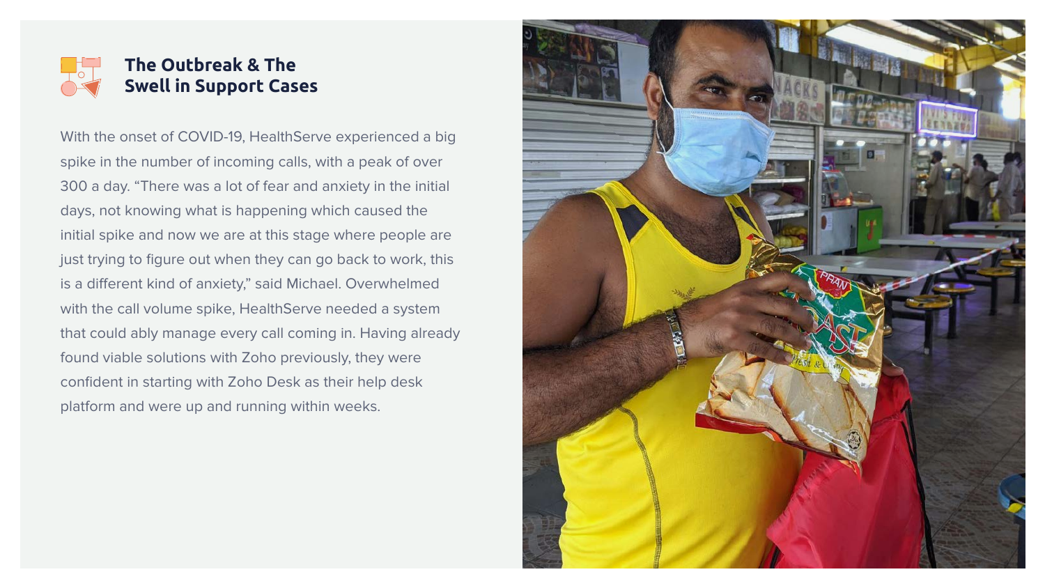## The Outbreak & The Swell in Support Cases

With the onset of COVID-19, HealthServe experienced a big spike in the number of incoming calls, with a peak of over 300 a day. “There was a lot of fear and anxiety in the initial days, not knowing what is happening which caused the initial spike and now we are at this stage where people are just trying to figure out when they can go back to work, this is a different kind of anxiety,” said Michael. Overwhelmed with the call volume spike, HealthServe needed a system that could ably manage every call coming in. Having already found viable solutions with Zoho previously, they were confident in starting with Zoho Desk as their help desk platform and were up and running within weeks.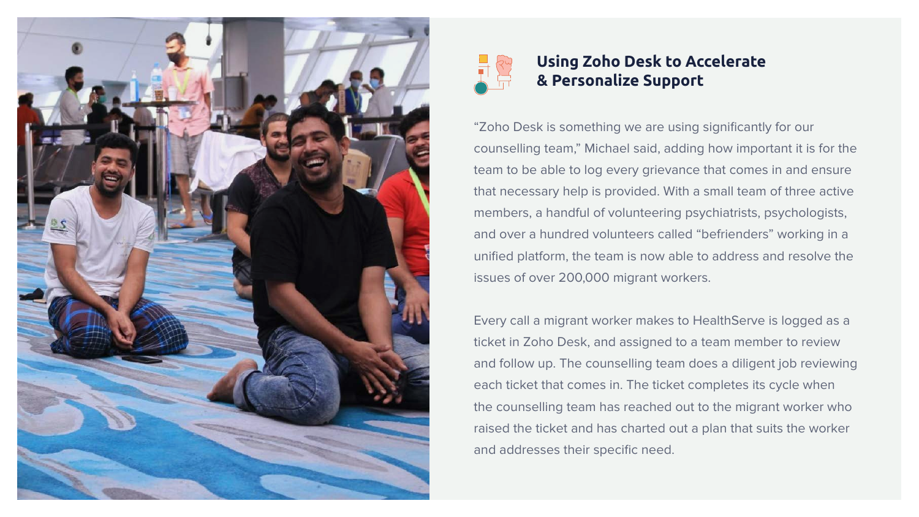## Using Zoho Desk to Accelerate & Personalize Support

"Zoho Desk is something we are using significantly for our counselling team," Michael said, adding how important it is for the team to be able to log every grievance that comes in and ensure that necessary help is provided. With a small team of three active members, a handful of volunteering psychiatrists, psychologists, and over a hundred volunteers called "befrienders" working in a unified platform, the team is now able to address and resolve the issues of over 200,000 migrant workers.

Every call a migrant worker makes to HealthServe is logged as a ticket in Zoho Desk, and assigned to a team member to review and follow up. The counselling team does a diligent job reviewing each ticket that comes in. The ticket completes its cycle when the counselling team has reached out to the migrant worker who raised the ticket and has charted out a plan that suits the worker and addresses their specific need.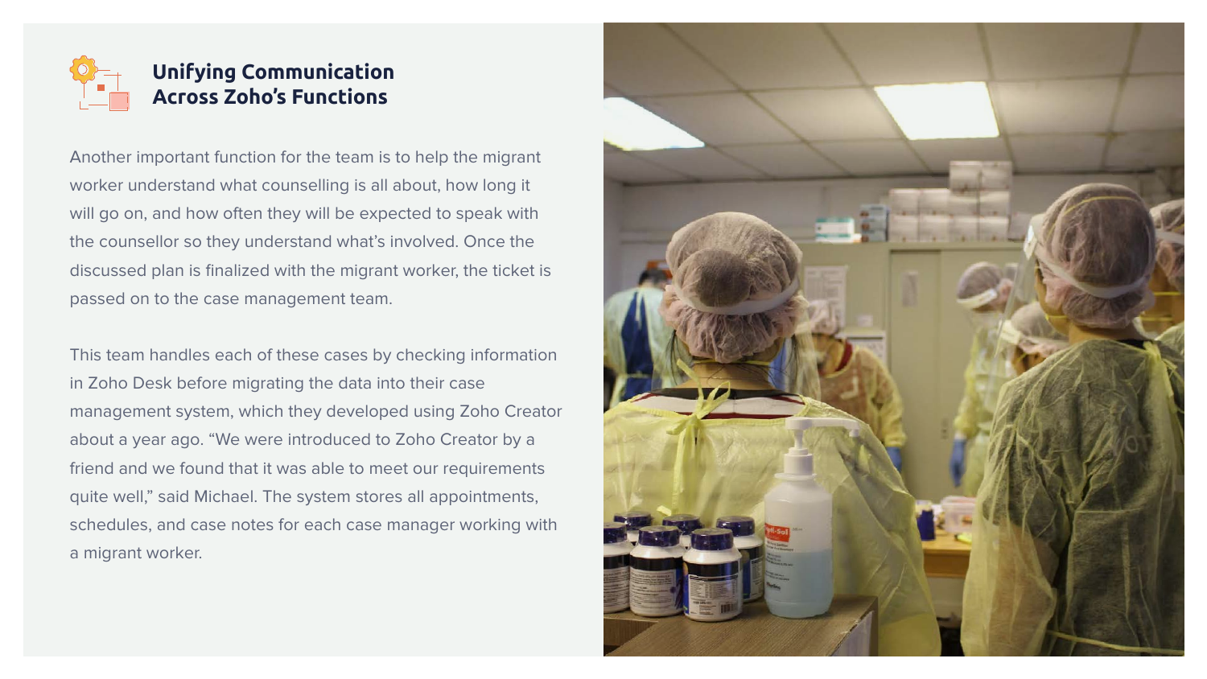## Unifying Communication Across Zoho's Functions

Another important function for the team is to help the migrant worker understand what counselling is all about, how long it will go on, and how often they will be expected to speak with the counsellor so they understand what's involved. Once the discussed plan is finalized with the migrant worker, the ticket is passed on to the case management team.

This team handles each of these cases by checking information in Zoho Desk before migrating the data into their case management system, which they developed using Zoho Creator about a year ago. "We were introduced to Zoho Creator by a friend and we found that it was able to meet our requirements quite well," said Michael. The system stores all appointments, schedules, and case notes for each case manager working with a migrant worker.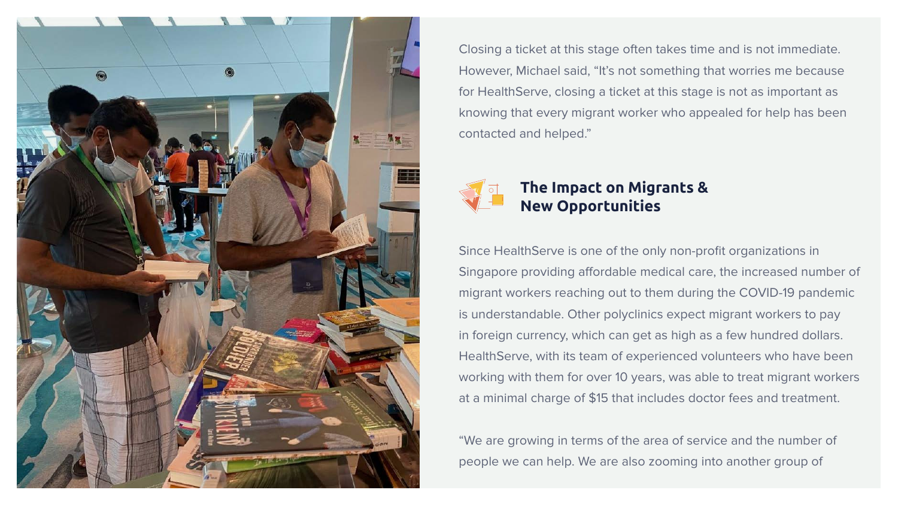Closing a ticket at this stage often takes time and is not immediate. However, Michael said, “It’s not something that worries me because for HealthServe, closing a ticket at this stage is not as important as knowing that every migrant worker who appealed for help has been contacted and helped.”

## The Impact on Migrants & New Opportunities

Since HealthServe is one of the only non-profit organizations in Singapore providing affordable medical care, the increased number of migrant workers reaching out to them during the COVID-19 pandemic is understandable. Other polyclinics expect migrant workers to pay in foreign currency, which can get as high as a few hundred dollars. HealthServe, with its team of experienced volunteers who have been working with them for over 10 years, was able to treat migrant workers at a minimal charge of $15 that includes doctor fees and treatment.

“We are growing in terms of the area of service and the number of people we can help. We are also zooming into another group of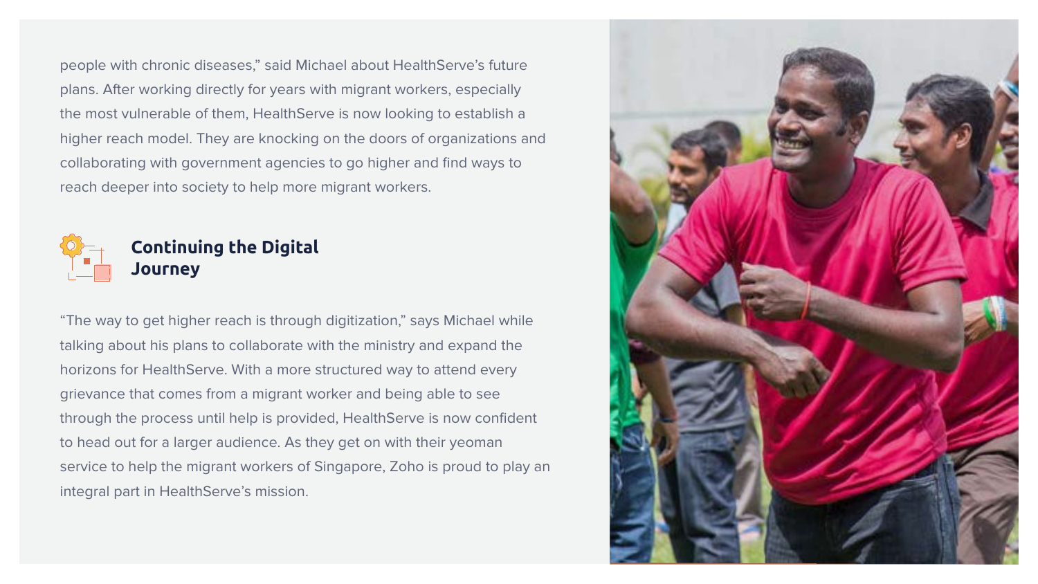people with chronic diseases," said Michael about HealthServe's future plans. After working directly for years with migrant workers, especially the most vulnerable of them, HealthServe is now looking to establish a higher reach model. They are knocking on the doors of organizations and collaborating with government agencies to go higher and find ways to reach deeper into society to help more migrant workers.

## Continuing the Digital Journey

"The way to get higher reach is through digitization," says Michael while talking about his plans to collaborate with the ministry and expand the horizons for HealthServe. With a more structured way to attend every grievance that comes from a migrant worker and being able to see through the process until help is provided, HealthServe is now confident to head out for a larger audience. As they get on with their yeoman service to help the migrant workers of Singapore, Zoho is proud to play an integral part in HealthServe's mission.